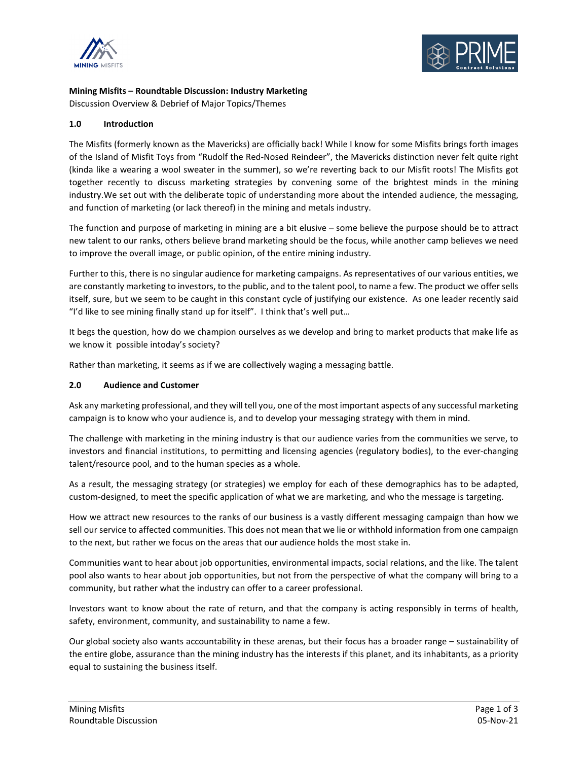**Mining Misfits – Roundtable Discussion: Industry Marketing**

Discussion Overview & Debrief of Major Topics/Themes

## 1.0 Introduction

The Misfits (formerly known as the Mavericks) are officially back! While I know for some Misfits brings forth images of the Island of Misfit Toys from "Rudolf the Red-Nosed Reindeer", the Mavericks distinction never felt quite right (kinda like a wearing a wool sweater in the summer), so we're reverting back to our Misfit roots! The Misfits got together recently to discuss marketing strategies by convening some of the brightest minds in the mining industry.We set out with the deliberate topic of understanding more about the intended audience, the messaging, and function of marketing (or lack thereof) in the mining and metals industry.

The function and purpose of marketing in mining are a bit elusive – some believe the purpose should be to attract new talent to our ranks, others believe brand marketing should be the focus, while another camp believes we need to improve the overall image, or public opinion, of the entire mining industry.

Further to this, there is no singular audience for marketing campaigns. As representatives of our various entities, we are constantly marketing to investors, to the public, and to the talent pool, to name a few. The product we offer sells itself, sure, but we seem to be caught in this constant cycle of justifying our existence. As one leader recently said "I'd like to see mining finally stand up for itself". I think that's well put…

It begs the question, how do we champion ourselves as we develop and bring to market products that make life as we know it possible intoday's society?

Rather than marketing, it seems as if we are collectively waging a messaging battle.

## 2.0 Audience and Customer

Ask any marketing professional, and they will tell you, one of the most important aspects of any successful marketing campaign is to know who your audience is, and to develop your messaging strategy with them in mind.

The challenge with marketing in the mining industry is that our audience varies from the communities we serve, to investors and financial institutions, to permitting and licensing agencies (regulatory bodies), to the ever-changing talent/resource pool, and to the human species as a whole.

As a result, the messaging strategy (or strategies) we employ for each of these demographics has to be adapted, custom-designed, to meet the specific application of what we are marketing, and who the message is targeting.

How we attract new resources to the ranks of our business is a vastly different messaging campaign than how we sell our service to affected communities. This does not mean that we lie or withhold information from one campaign to the next, but rather we focus on the areas that our audience holds the most stake in.

Communities want to hear about job opportunities, environmental impacts, social relations, and the like. The talent pool also wants to hear about job opportunities, but not from the perspective of what the company will bring to a community, but rather what the industry can offer to a career professional.

Investors want to know about the rate of return, and that the company is acting responsibly in terms of health, safety, environment, community, and sustainability to name a few.

Our global society also wants accountability in these arenas, but their focus has a broader range – sustainability of the entire globe, assurance than the mining industry has the interests if this planet, and its inhabitants, as a priority equal to sustaining the business itself.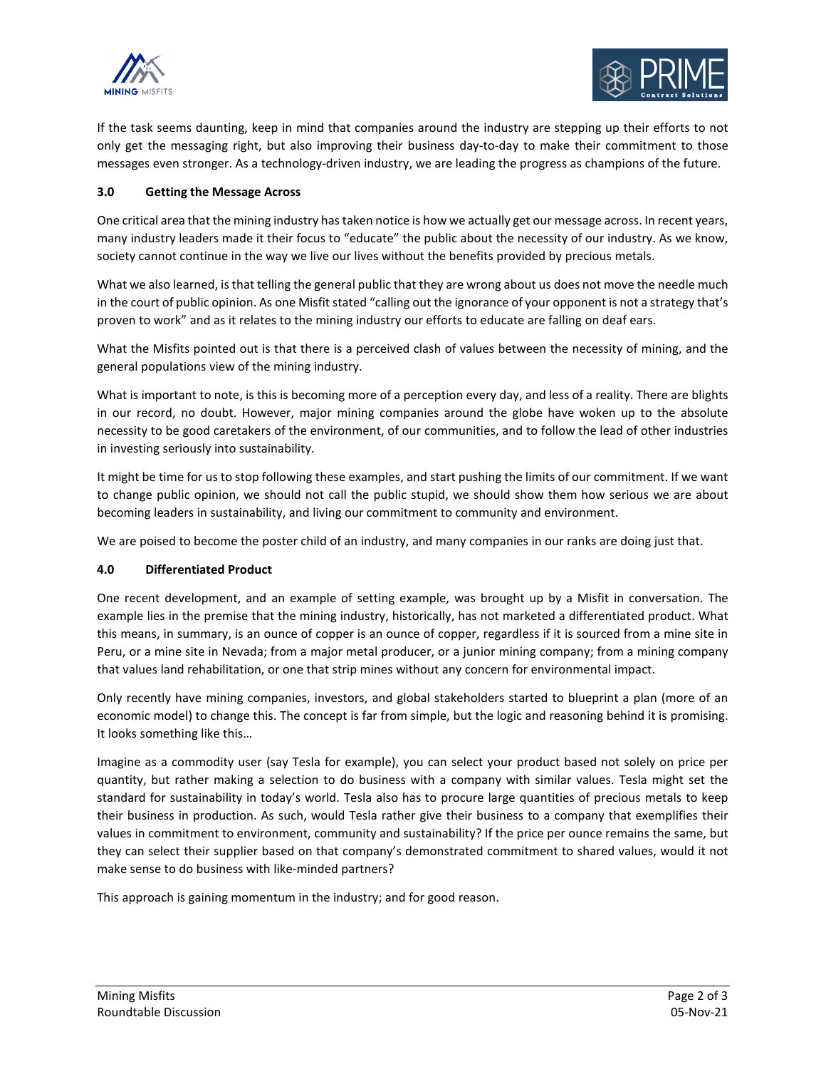If the task seems daunting, keep in mind that companies around the industry are stepping up their efforts to not only get the messaging right, but also improving their business day-to-day to make their commitment to those messages even stronger. As a technology-driven industry, we are leading the progress as champions of the future.

## 3.0 Getting the Message Across

One critical area that the mining industry has taken notice is how we actually get our message across. In recent years, many industry leaders made it their focus to "educate" the public about the necessity of our industry. As we know, society cannot continue in the way we live our lives without the benefits provided by precious metals.

What we also learned, is that telling the general public that they are wrong about us does not move the needle much in the court of public opinion. As one Misfit stated "calling out the ignorance of your opponent is not a strategy that's proven to work" and as it relates to the mining industry our efforts to educate are falling on deaf ears.

What the Misfits pointed out is that there is a perceived clash of values between the necessity of mining, and the general populations view of the mining industry.

What is important to note, is this is becoming more of a perception every day, and less of a reality. There are blights in our record, no doubt. However, major mining companies around the globe have woken up to the absolute necessity to be good caretakers of the environment, of our communities, and to follow the lead of other industries in investing seriously into sustainability.

It might be time for us to stop following these examples, and start pushing the limits of our commitment. If we want to change public opinion, we should not call the public stupid, we should show them how serious we are about becoming leaders in sustainability, and living our commitment to community and environment.

We are poised to become the poster child of an industry, and many companies in our ranks are doing just that.

## 4.0 Differentiated Product

One recent development, and an example of setting example, was brought up by a Misfit in conversation. The example lies in the premise that the mining industry, historically, has not marketed a differentiated product. What this means, in summary, is an ounce of copper is an ounce of copper, regardless if it is sourced from a mine site in Peru, or a mine site in Nevada; from a major metal producer, or a junior mining company; from a mining company that values land rehabilitation, or one that strip mines without any concern for environmental impact.

Only recently have mining companies, investors, and global stakeholders started to blueprint a plan (more of an economic model) to change this. The concept is far from simple, but the logic and reasoning behind it is promising. It looks something like this…

Imagine as a commodity user (say Tesla for example), you can select your product based not solely on price per quantity, but rather making a selection to do business with a company with similar values. Tesla might set the standard for sustainability in today's world. Tesla also has to procure large quantities of precious metals to keep their business in production. As such, would Tesla rather give their business to a company that exemplifies their values in commitment to environment, community and sustainability? If the price per ounce remains the same, but they can select their supplier based on that company's demonstrated commitment to shared values, would it not make sense to do business with like-minded partners?

This approach is gaining momentum in the industry; and for good reason.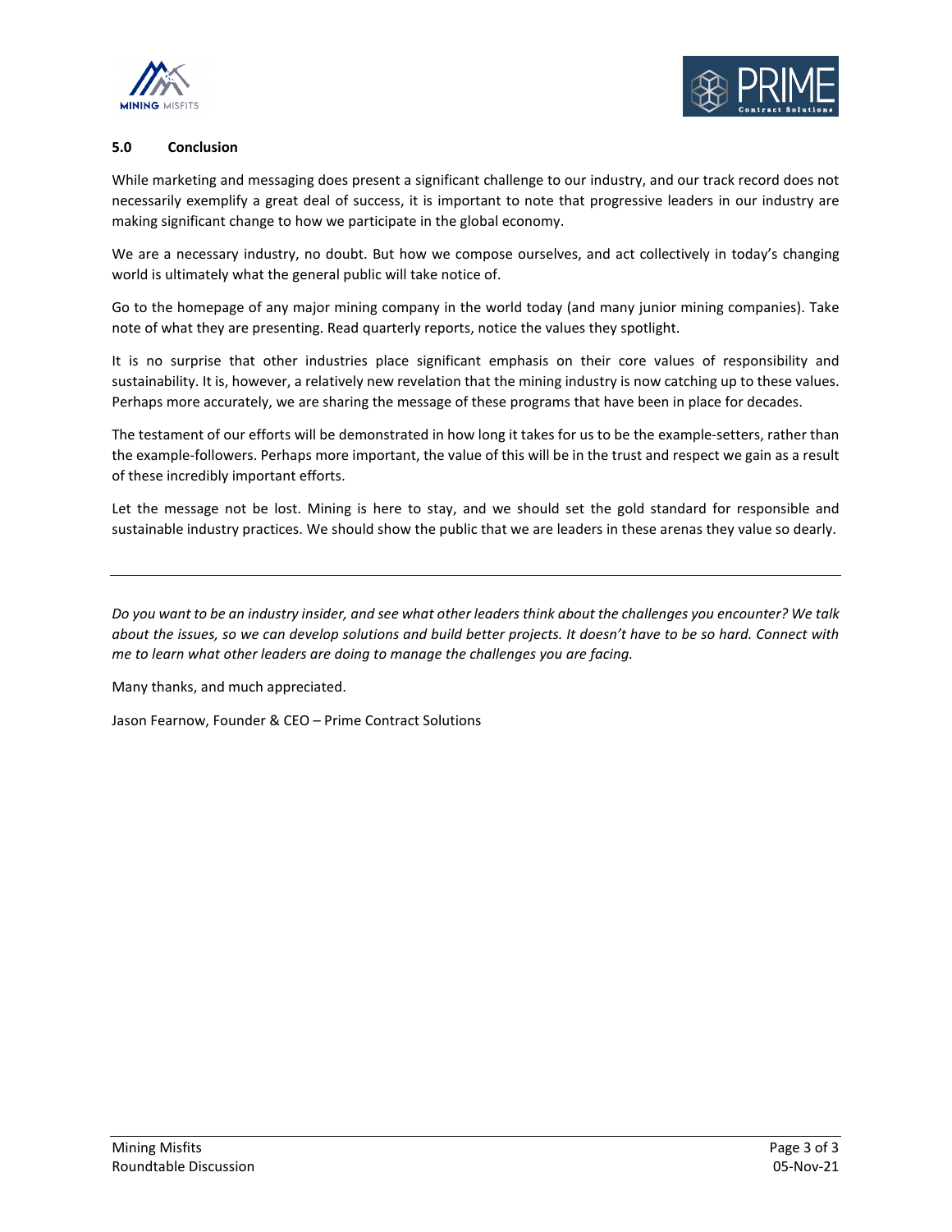### 5.0 Conclusion

While marketing and messaging does present a significant challenge to our industry, and our track record does not necessarily exemplify a great deal of success, it is important to note that progressive leaders in our industry are making significant change to how we participate in the global economy.

We are a necessary industry, no doubt. But how we compose ourselves, and act collectively in today's changing world is ultimately what the general public will take notice of.

Go to the homepage of any major mining company in the world today (and many junior mining companies). Take note of what they are presenting. Read quarterly reports, notice the values they spotlight.

It is no surprise that other industries place significant emphasis on their core values of responsibility and sustainability. It is, however, a relatively new revelation that the mining industry is now catching up to these values. Perhaps more accurately, we are sharing the message of these programs that have been in place for decades.

The testament of our efforts will be demonstrated in how long it takes for us to be the example-setters, rather than the example-followers. Perhaps more important, the value of this will be in the trust and respect we gain as a result of these incredibly important efforts.

Let the message not be lost. Mining is here to stay, and we should set the gold standard for responsible and sustainable industry practices. We should show the public that we are leaders in these arenas they value so dearly.

---

*Do you want to be an industry insider, and see what other leaders think about the challenges you encounter? We talk about the issues, so we can develop solutions and build better projects. It doesn't have to be so hard. Connect with me to learn what other leaders are doing to manage the challenges you are facing.*

Many thanks, and much appreciated.

Jason Fearnow, Founder & CEO – Prime Contract Solutions